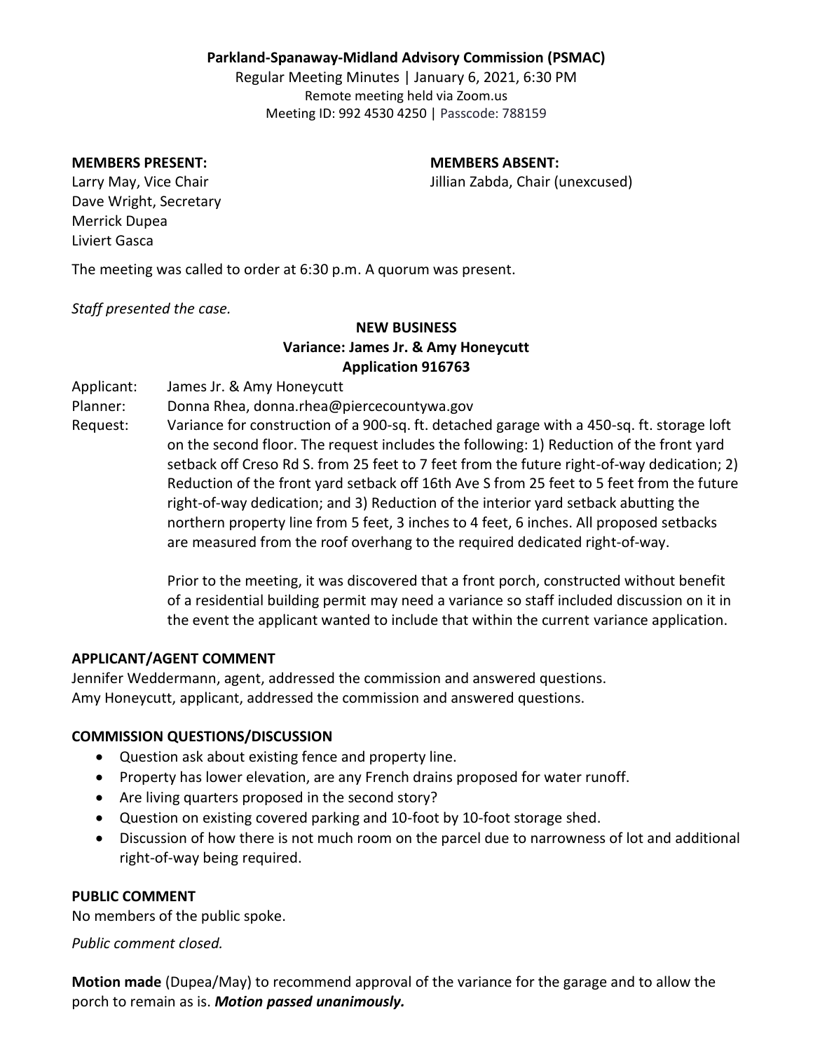**Parkland-Spanaway-Midland Advisory Commission (PSMAC)**

Regular Meeting Minutes | January 6, 2021, 6:30 PM
Remote meeting held via Zoom.us
Meeting ID: 992 4530 4250 | Passcode: 788159

**MEMBERS PRESENT:**
Larry May, Vice Chair
Dave Wright, Secretary
Merrick Dupea
Liviert Gasca

**MEMBERS ABSENT:**
Jillian Zabda, Chair (unexcused)

The meeting was called to order at 6:30 p.m. A quorum was present.

*Staff presented the case.*

**NEW BUSINESS**
**Variance: James Jr. & Amy Honeycutt**
**Application 916763**

Applicant: James Jr. & Amy Honeycutt

Planner: Donna Rhea, donna.rhea@piercecountywa.gov

Request: Variance for construction of a 900-sq. ft. detached garage with a 450-sq. ft. storage loft on the second floor. The request includes the following: 1) Reduction of the front yard setback off Creso Rd S. from 25 feet to 7 feet from the future right-of-way dedication; 2) Reduction of the front yard setback off 16th Ave S from 25 feet to 5 feet from the future right-of-way dedication; and 3) Reduction of the interior yard setback abutting the northern property line from 5 feet, 3 inches to 4 feet, 6 inches. All proposed setbacks are measured from the roof overhang to the required dedicated right-of-way.

Prior to the meeting, it was discovered that a front porch, constructed without benefit of a residential building permit may need a variance so staff included discussion on it in the event the applicant wanted to include that within the current variance application.

**APPLICANT/AGENT COMMENT**

Jennifer Weddermann, agent, addressed the commission and answered questions.
Amy Honeycutt, applicant, addressed the commission and answered questions.

**COMMISSION QUESTIONS/DISCUSSION**

- Question ask about existing fence and property line.
- Property has lower elevation, are any French drains proposed for water runoff.
- Are living quarters proposed in the second story?
- Question on existing covered parking and 10-foot by 10-foot storage shed.
- Discussion of how there is not much room on the parcel due to narrowness of lot and additional right-of-way being required.

**PUBLIC COMMENT**

No members of the public spoke.

*Public comment closed.*

**Motion made** (Dupea/May) to recommend approval of the variance for the garage and to allow the porch to remain as is. ***Motion passed unanimously.***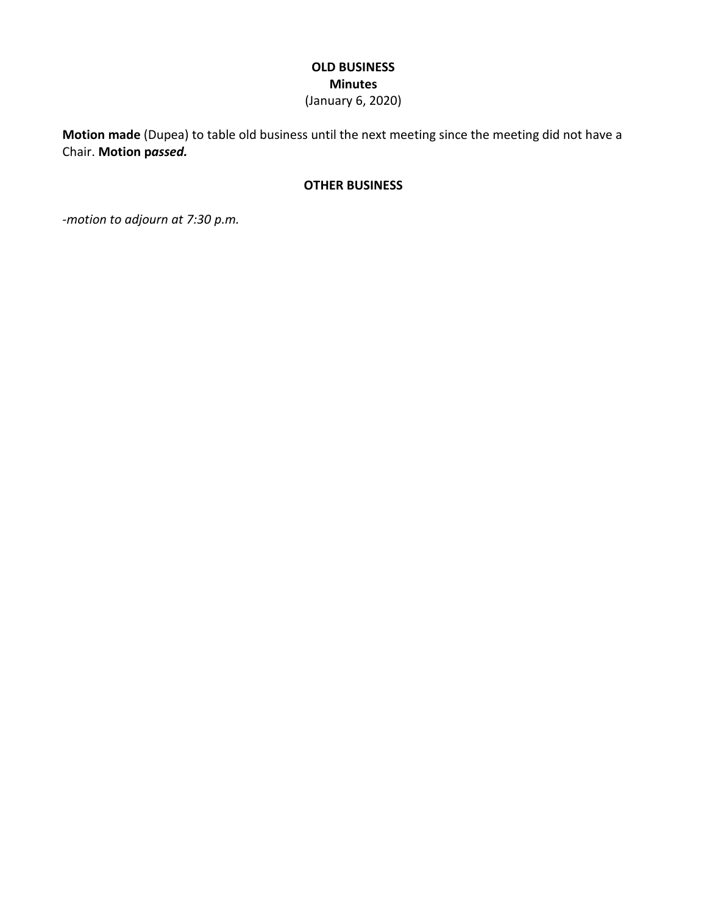## OLD BUSINESS

**Minutes**

(January 6, 2020)

**Motion made** (Dupea) to table old business until the next meeting since the meeting did not have a Chair. **Motion p*assed.***

## OTHER BUSINESS

*-motion to adjourn at 7:30 p.m.*